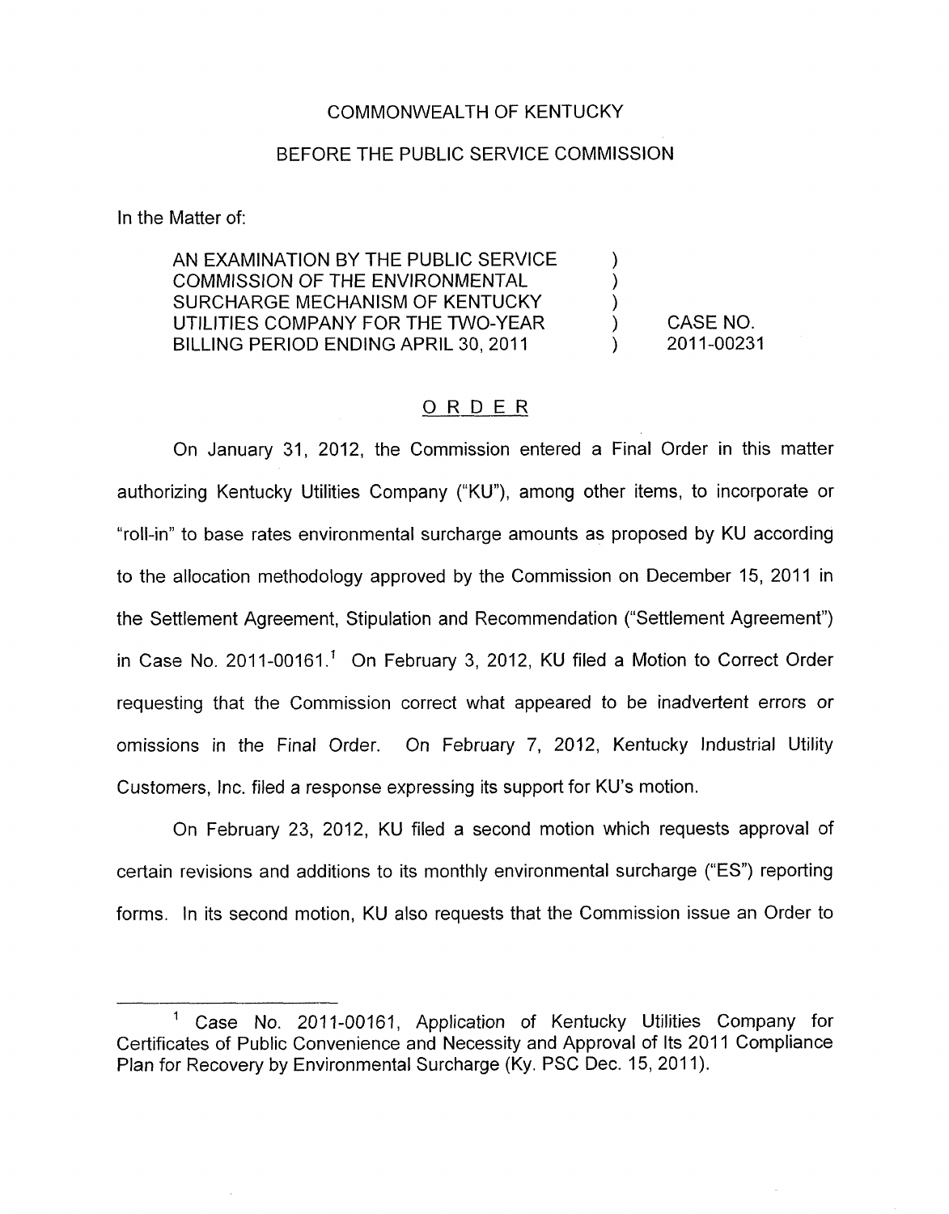COMMONWEALTH OF KENTUCKY

BEFORE THE PUBLIC SERVICE COMMISSION

In the Matter of:

| | | |
|---|---|---|
| AN EXAMINATION BY THE PUBLIC SERVICE COMMISSION OF THE ENVIRONMENTAL SURCHARGE MECHANISM OF KENTUCKY UTILITIES COMPANY FOR THE TWO-YEAR BILLING PERIOD ENDING APRIL 30, 2011 | ) ) ) ) ) | CASE NO. 2011-00231 |

## ORDER

On January 31, 2012, the Commission entered a Final Order in this matter authorizing Kentucky Utilities Company ("KU"), among other items, to incorporate or "roll-in" to base rates environmental surcharge amounts as proposed by KU according to the allocation methodology approved by the Commission on December 15, 2011 in the Settlement Agreement, Stipulation and Recommendation ("Settlement Agreement") in Case No. 2011-00161.[1] On February 3, 2012, KU filed a Motion to Correct Order requesting that the Commission correct what appeared to be inadvertent errors or omissions in the Final Order. On February 7, 2012, Kentucky Industrial Utility Customers, Inc. filed a response expressing its support for KU's motion.

On February 23, 2012, KU filed a second motion which requests approval of certain revisions and additions to its monthly environmental surcharge ("ES") reporting forms. In its second motion, KU also requests that the Commission issue an Order to

[1] Case No. 2011-00161, Application of Kentucky Utilities Company for Certificates of Public Convenience and Necessity and Approval of Its 2011 Compliance Plan for Recovery by Environmental Surcharge (Ky. PSC Dec. 15, 2011).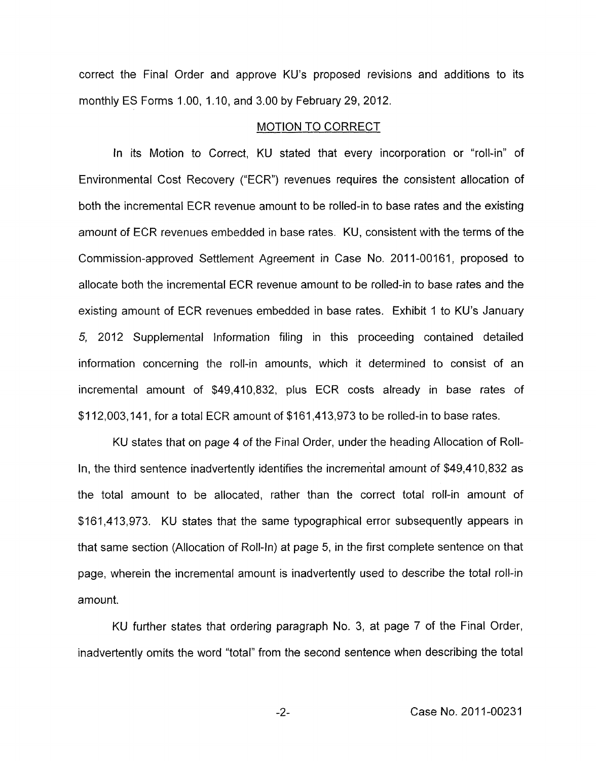correct the Final Order and approve KU's proposed revisions and additions to its monthly ES Forms 1.00, 1.10, and 3.00 by February 29, 2012.

## MOTION TO CORRECT

In its Motion to Correct, KU stated that every incorporation or "roll-in" of Environmental Cost Recovery ("ECR") revenues requires the consistent allocation of both the incremental ECR revenue amount to be rolled-in to base rates and the existing amount of ECR revenues embedded in base rates. KU, consistent with the terms of the Commission-approved Settlement Agreement in Case No. 2011-00161, proposed to allocate both the incremental ECR revenue amount to be rolled-in to base rates and the existing amount of ECR revenues embedded in base rates. Exhibit 1 to KU's January 5, 2012 Supplemental Information filing in this proceeding contained detailed information concerning the roll-in amounts, which it determined to consist of an incremental amount of $49,410,832, plus ECR costs already in base rates of $112,003,141, for a total ECR amount of $161,413,973 to be rolled-in to base rates.

KU states that on page 4 of the Final Order, under the heading Allocation of Roll-In, the third sentence inadvertently identifies the incremental amount of $49,410,832 as the total amount to be allocated, rather than the correct total roll-in amount of $161,413,973. KU states that the same typographical error subsequently appears in that same section (Allocation of Roll-In) at page 5, in the first complete sentence on that page, wherein the incremental amount is inadvertently used to describe the total roll-in amount.

KU further states that ordering paragraph No. 3, at page 7 of the Final Order, inadvertently omits the word "total" from the second sentence when describing the total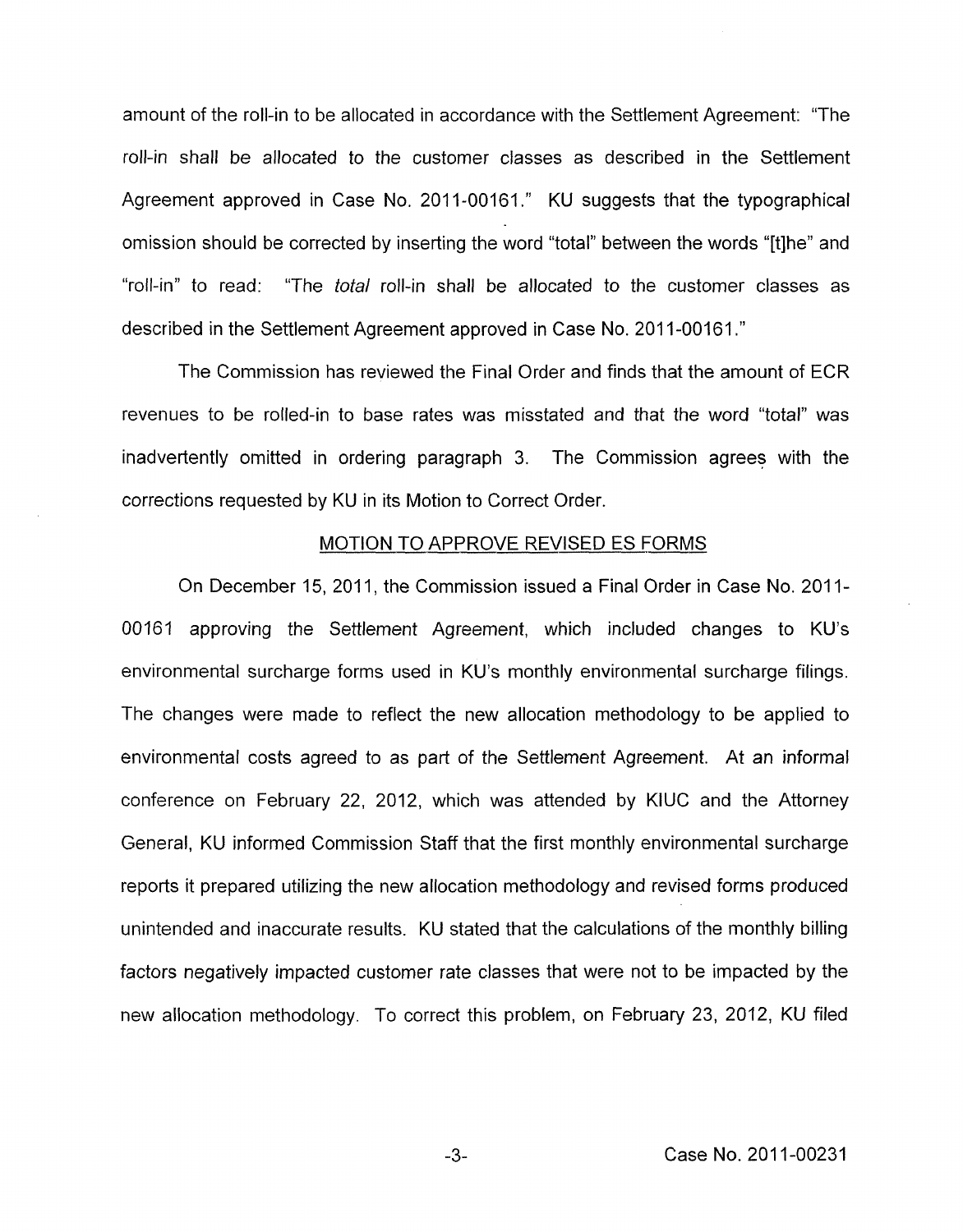amount of the roll-in to be allocated in accordance with the Settlement Agreement: "The roll-in shall be allocated to the customer classes as described in the Settlement Agreement approved in Case No. 2011-00161." KU suggests that the typographical omission should be corrected by inserting the word "total" between the words "[t]he" and "roll-in" to read: "The *total* roll-in shall be allocated to the customer classes as described in the Settlement Agreement approved in Case No. 2011-00161."

The Commission has reviewed the Final Order and finds that the amount of ECR revenues to be rolled-in to base rates was misstated and that the word "total" was inadvertently omitted in ordering paragraph 3. The Commission agrees with the corrections requested by KU in its Motion to Correct Order.

## MOTION TO APPROVE REVISED ES FORMS

On December 15, 2011, the Commission issued a Final Order in Case No. 2011-00161 approving the Settlement Agreement, which included changes to KU's environmental surcharge forms used in KU's monthly environmental surcharge filings. The changes were made to reflect the new allocation methodology to be applied to environmental costs agreed to as part of the Settlement Agreement. At an informal conference on February 22, 2012, which was attended by KIUC and the Attorney General, KU informed Commission Staff that the first monthly environmental surcharge reports it prepared utilizing the new allocation methodology and revised forms produced unintended and inaccurate results. KU stated that the calculations of the monthly billing factors negatively impacted customer rate classes that were not to be impacted by the new allocation methodology. To correct this problem, on February 23, 2012, KU filed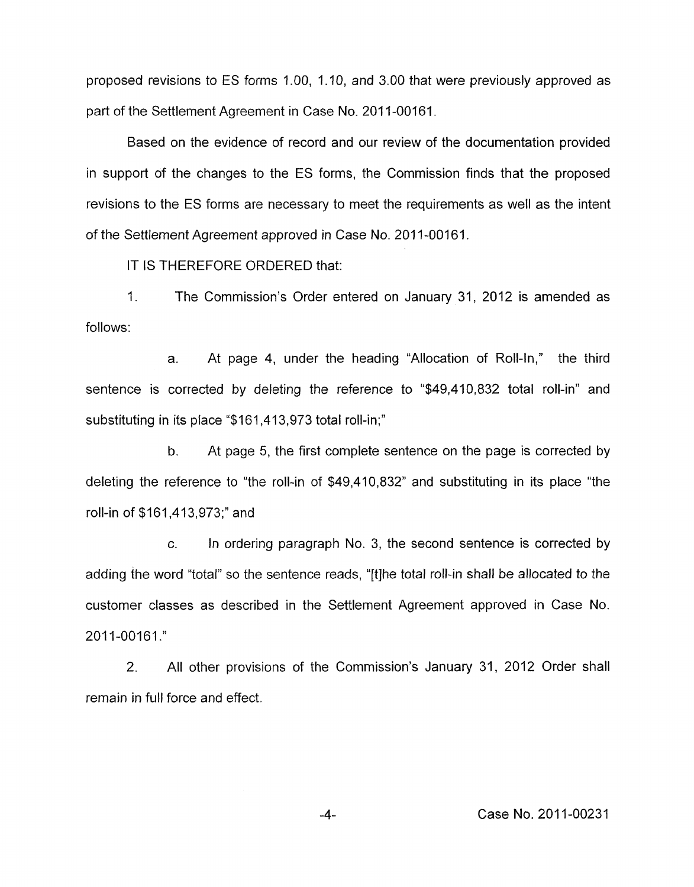proposed revisions to ES forms 1.00, 1.10, and 3.00 that were previously approved as part of the Settlement Agreement in Case No. 2011-00161.

Based on the evidence of record and our review of the documentation provided in support of the changes to the ES forms, the Commission finds that the proposed revisions to the ES forms are necessary to meet the requirements as well as the intent of the Settlement Agreement approved in Case No. 2011-00161.

IT IS THEREFORE ORDERED that:

1. The Commission's Order entered on January 31, 2012 is amended as follows:

    a. At page 4, under the heading "Allocation of Roll-In," the third sentence is corrected by deleting the reference to "$49,410,832 total roll-in" and substituting in its place "$161,413,973 total roll-in;"

    b. At page 5, the first complete sentence on the page is corrected by deleting the reference to "the roll-in of $49,410,832" and substituting in its place "the roll-in of $161,413,973;" and

    c. In ordering paragraph No. 3, the second sentence is corrected by adding the word "total" so the sentence reads, "[t]he total roll-in shall be allocated to the customer classes as described in the Settlement Agreement approved in Case No. 2011-00161."

2. All other provisions of the Commission's January 31, 2012 Order shall remain in full force and effect.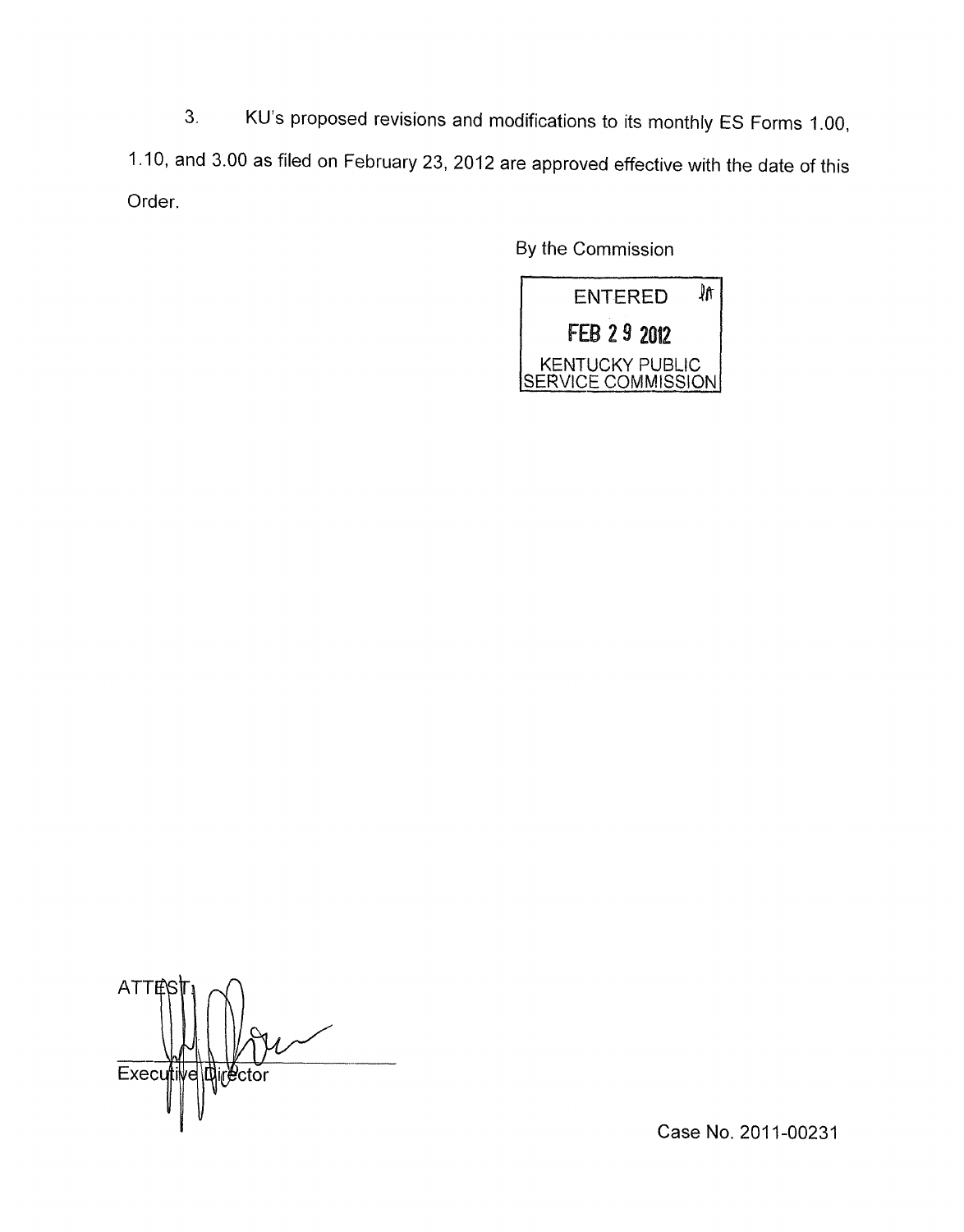3. KU's proposed revisions and modifications to its monthly ES Forms 1.00, 1.10, and 3.00 as filed on February 23, 2012 are approved effective with the date of this Order.

By the Commission

ENTERED
FEB 29 2012
KENTUCKY PUBLIC SERVICE COMMISSION

ATTEST:

Executive Director

Case No. 2011-00231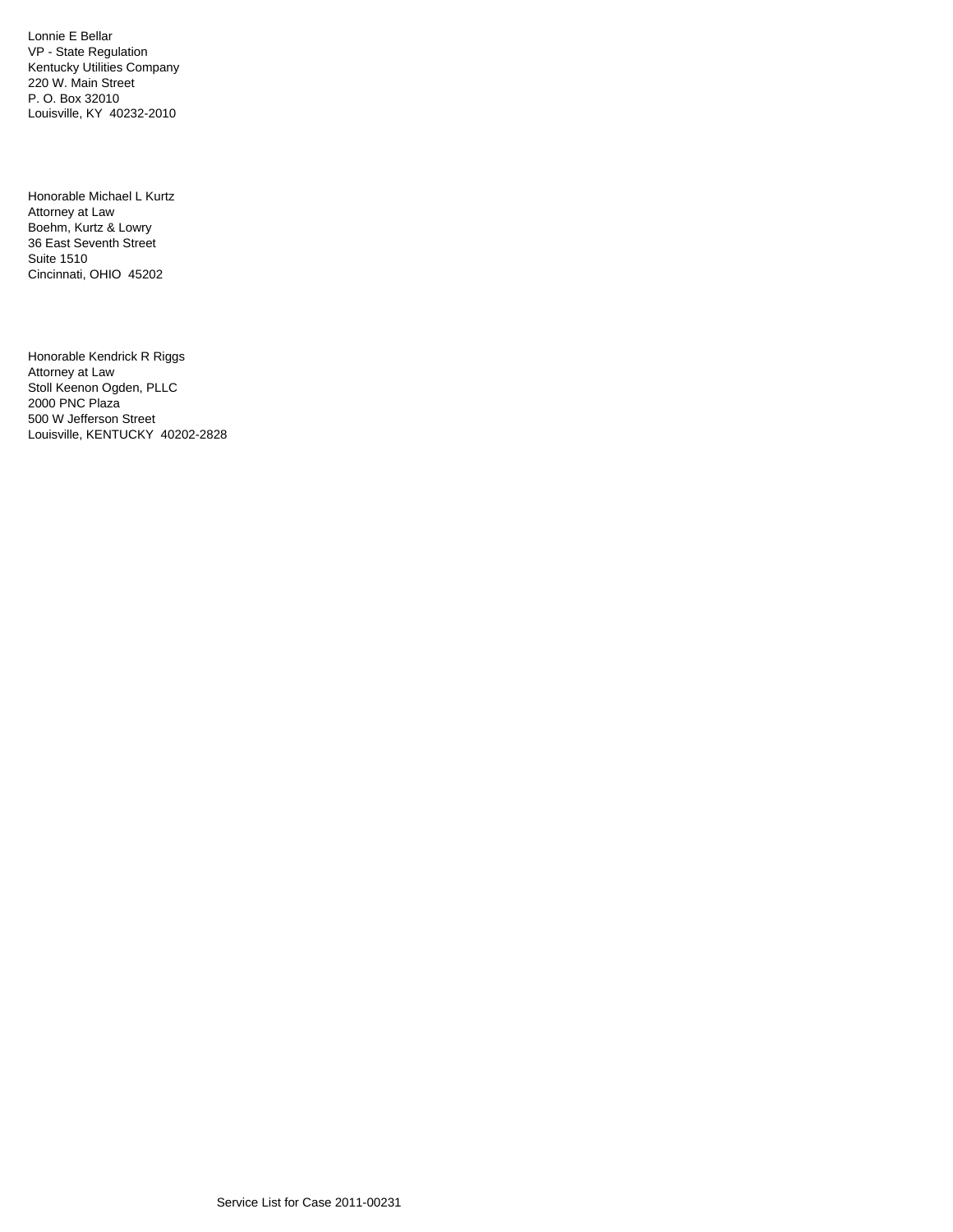Lonnie E Bellar
VP - State Regulation
Kentucky Utilities Company
220 W. Main Street
P. O. Box 32010
Louisville, KY 40232-2010

Honorable Michael L Kurtz
Attorney at Law
Boehm, Kurtz & Lowry
36 East Seventh Street
Suite 1510
Cincinnati, OHIO 45202

Honorable Kendrick R Riggs
Attorney at Law
Stoll Keenon Ogden, PLLC
2000 PNC Plaza
500 W Jefferson Street
Louisville, KENTUCKY 40202-2828

Service List for Case 2011-00231